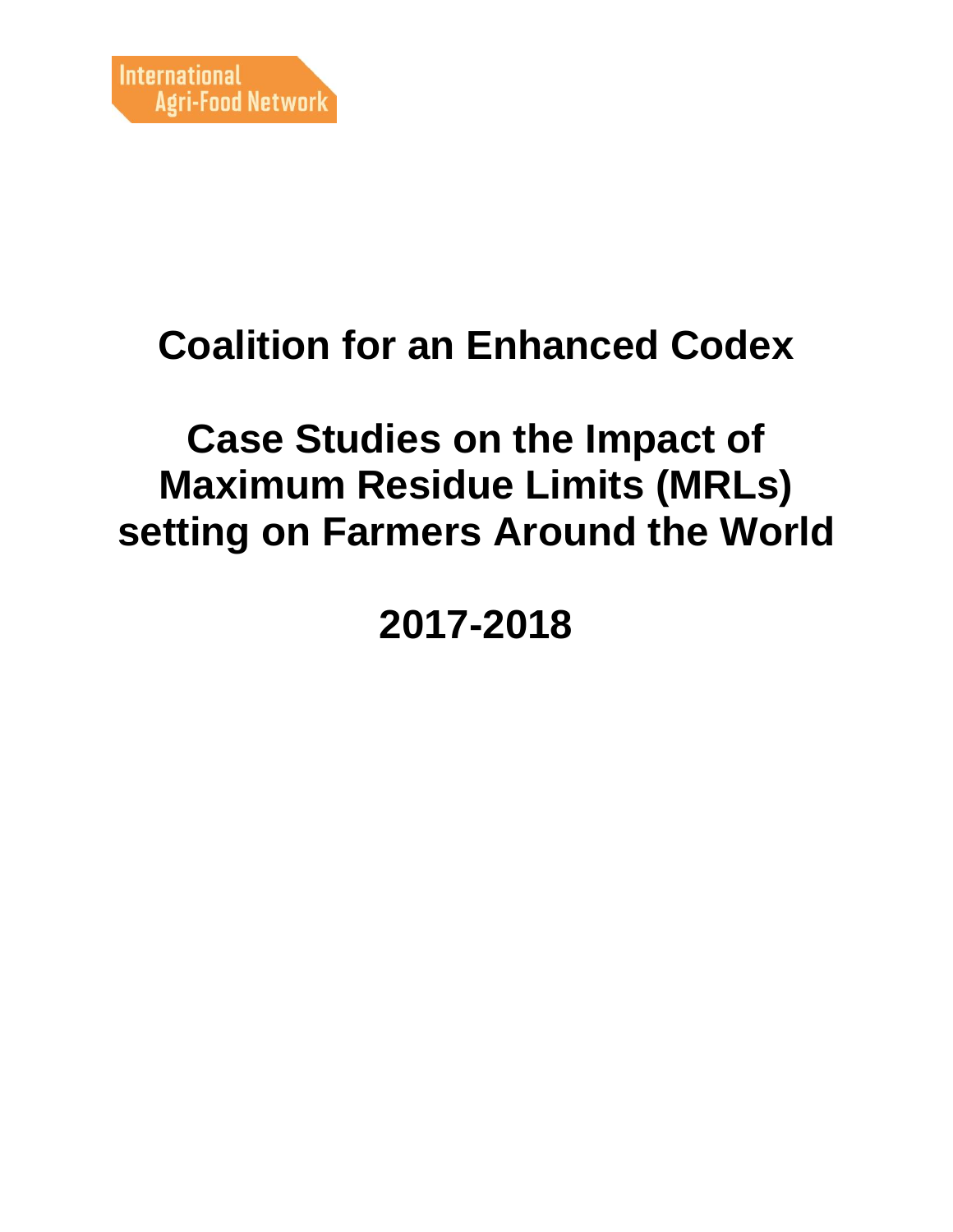International
Agri-Food Network

# Coalition for an Enhanced Codex

# Case Studies on the Impact of Maximum Residue Limits (MRLs) setting on Farmers Around the World

# 2017-2018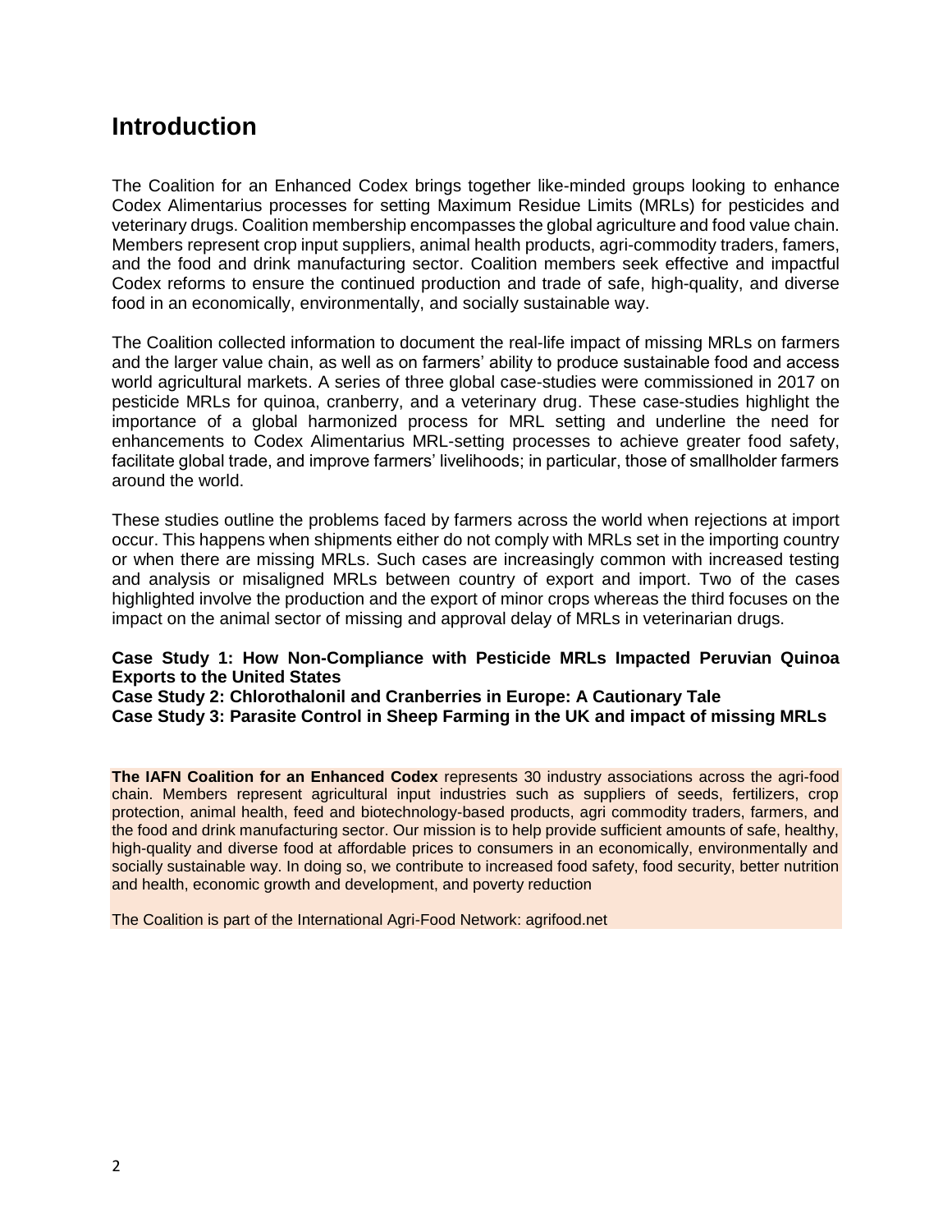# Introduction

The Coalition for an Enhanced Codex brings together like-minded groups looking to enhance Codex Alimentarius processes for setting Maximum Residue Limits (MRLs) for pesticides and veterinary drugs. Coalition membership encompasses the global agriculture and food value chain. Members represent crop input suppliers, animal health products, agri-commodity traders, famers, and the food and drink manufacturing sector. Coalition members seek effective and impactful Codex reforms to ensure the continued production and trade of safe, high-quality, and diverse food in an economically, environmentally, and socially sustainable way.

The Coalition collected information to document the real-life impact of missing MRLs on farmers and the larger value chain, as well as on farmers' ability to produce sustainable food and access world agricultural markets. A series of three global case-studies were commissioned in 2017 on pesticide MRLs for quinoa, cranberry, and a veterinary drug. These case-studies highlight the importance of a global harmonized process for MRL setting and underline the need for enhancements to Codex Alimentarius MRL-setting processes to achieve greater food safety, facilitate global trade, and improve farmers' livelihoods; in particular, those of smallholder farmers around the world.

These studies outline the problems faced by farmers across the world when rejections at import occur. This happens when shipments either do not comply with MRLs set in the importing country or when there are missing MRLs. Such cases are increasingly common with increased testing and analysis or misaligned MRLs between country of export and import. Two of the cases highlighted involve the production and the export of minor crops whereas the third focuses on the impact on the animal sector of missing and approval delay of MRLs in veterinarian drugs.

**Case Study 1: How Non-Compliance with Pesticide MRLs Impacted Peruvian Quinoa Exports to the United States**
**Case Study 2: Chlorothalonil and Cranberries in Europe: A Cautionary Tale**
**Case Study 3: Parasite Control in Sheep Farming in the UK and impact of missing MRLs**

**The IAFN Coalition for an Enhanced Codex** represents 30 industry associations across the agri-food chain. Members represent agricultural input industries such as suppliers of seeds, fertilizers, crop protection, animal health, feed and biotechnology-based products, agri commodity traders, farmers, and the food and drink manufacturing sector. Our mission is to help provide sufficient amounts of safe, healthy, high-quality and diverse food at affordable prices to consumers in an economically, environmentally and socially sustainable way. In doing so, we contribute to increased food safety, food security, better nutrition and health, economic growth and development, and poverty reduction

The Coalition is part of the International Agri-Food Network: agrifood.net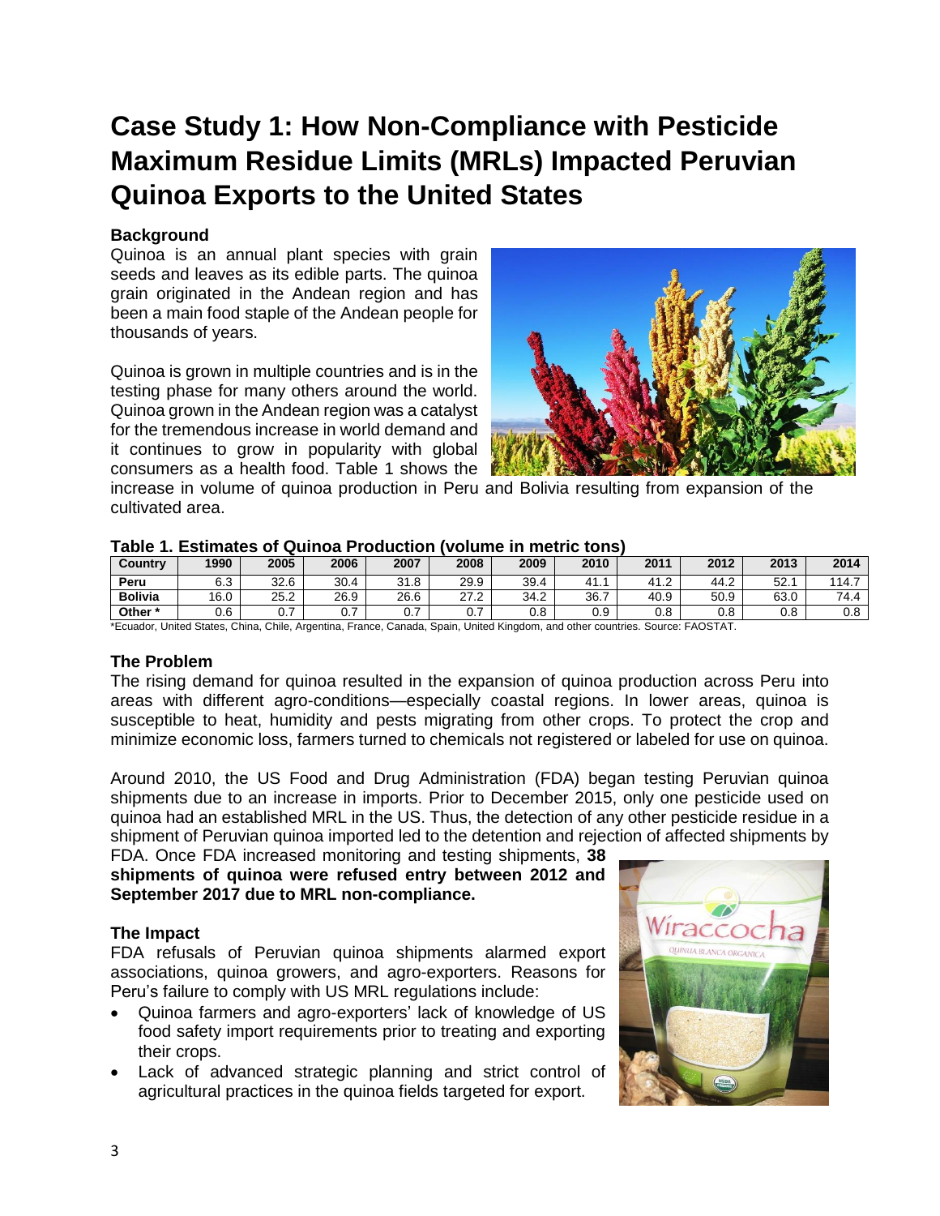# Case Study 1: How Non-Compliance with Pesticide Maximum Residue Limits (MRLs) Impacted Peruvian Quinoa Exports to the United States

### Background

Quinoa is an annual plant species with grain seeds and leaves as its edible parts. The quinoa grain originated in the Andean region and has been a main food staple of the Andean people for thousands of years.

Quinoa is grown in multiple countries and is in the testing phase for many others around the world. Quinoa grown in the Andean region was a catalyst for the tremendous increase in world demand and it continues to grow in popularity with global consumers as a health food. Table 1 shows the increase in volume of quinoa production in Peru and Bolivia resulting from expansion of the cultivated area.

**Table 1. Estimates of Quinoa Production (volume in metric tons)**

| Country | 1990 | 2005 | 2006 | 2007 | 2008 | 2009 | 2010 | 2011 | 2012 | 2013 | 2014 |
|---|---|---|---|---|---|---|---|---|---|---|---|
| **Peru** | 6.3 | 32.6 | 30.4 | 31.8 | 29.9 | 39.4 | 41.1 | 41.2 | 44.2 | 52.1 | 114.7 |
| **Bolivia** | 16.0 | 25.2 | 26.9 | 26.6 | 27.2 | 34.2 | 36.7 | 40.9 | 50.9 | 63.0 | 74.4 |
| **Other *** | 0.6 | 0.7 | 0.7 | 0.7 | 0.7 | 0.8 | 0.9 | 0.8 | 0.8 | 0.8 | 0.8 |

*Ecuador, United States, China, Chile, Argentina, France, Canada, Spain, United Kingdom, and other countries. Source: FAOSTAT.

### The Problem

The rising demand for quinoa resulted in the expansion of quinoa production across Peru into areas with different agro-conditions—especially coastal regions. In lower areas, quinoa is susceptible to heat, humidity and pests migrating from other crops. To protect the crop and minimize economic loss, farmers turned to chemicals not registered or labeled for use on quinoa.

Around 2010, the US Food and Drug Administration (FDA) began testing Peruvian quinoa shipments due to an increase in imports. Prior to December 2015, only one pesticide used on quinoa had an established MRL in the US. Thus, the detection of any other pesticide residue in a shipment of Peruvian quinoa imported led to the detention and rejection of affected shipments by FDA. Once FDA increased monitoring and testing shipments, **38 shipments of quinoa were refused entry between 2012 and September 2017 due to MRL non-compliance.**

### The Impact

FDA refusals of Peruvian quinoa shipments alarmed export associations, quinoa growers, and agro-exporters. Reasons for Peru's failure to comply with US MRL regulations include:

- Quinoa farmers and agro-exporters' lack of knowledge of US food safety import requirements prior to treating and exporting their crops.
- Lack of advanced strategic planning and strict control of agricultural practices in the quinoa fields targeted for export.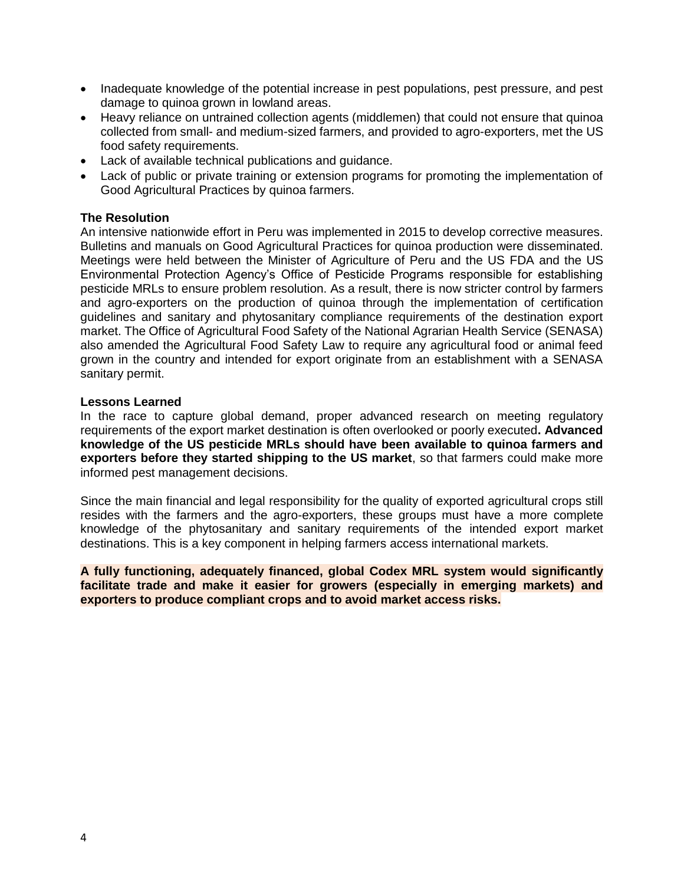- Inadequate knowledge of the potential increase in pest populations, pest pressure, and pest damage to quinoa grown in lowland areas.
- Heavy reliance on untrained collection agents (middlemen) that could not ensure that quinoa collected from small- and medium-sized farmers, and provided to agro-exporters, met the US food safety requirements.
- Lack of available technical publications and guidance.
- Lack of public or private training or extension programs for promoting the implementation of Good Agricultural Practices by quinoa farmers.

**The Resolution**

An intensive nationwide effort in Peru was implemented in 2015 to develop corrective measures. Bulletins and manuals on Good Agricultural Practices for quinoa production were disseminated. Meetings were held between the Minister of Agriculture of Peru and the US FDA and the US Environmental Protection Agency's Office of Pesticide Programs responsible for establishing pesticide MRLs to ensure problem resolution. As a result, there is now stricter control by farmers and agro-exporters on the production of quinoa through the implementation of certification guidelines and sanitary and phytosanitary compliance requirements of the destination export market. The Office of Agricultural Food Safety of the National Agrarian Health Service (SENASA) also amended the Agricultural Food Safety Law to require any agricultural food or animal feed grown in the country and intended for export originate from an establishment with a SENASA sanitary permit.

**Lessons Learned**

In the race to capture global demand, proper advanced research on meeting regulatory requirements of the export market destination is often overlooked or poorly executed**. Advanced knowledge of the US pesticide MRLs should have been available to quinoa farmers and exporters before they started shipping to the US market**, so that farmers could make more informed pest management decisions.

Since the main financial and legal responsibility for the quality of exported agricultural crops still resides with the farmers and the agro-exporters, these groups must have a more complete knowledge of the phytosanitary and sanitary requirements of the intended export market destinations. This is a key component in helping farmers access international markets.

**A fully functioning, adequately financed, global Codex MRL system would significantly facilitate trade and make it easier for growers (especially in emerging markets) and exporters to produce compliant crops and to avoid market access risks.**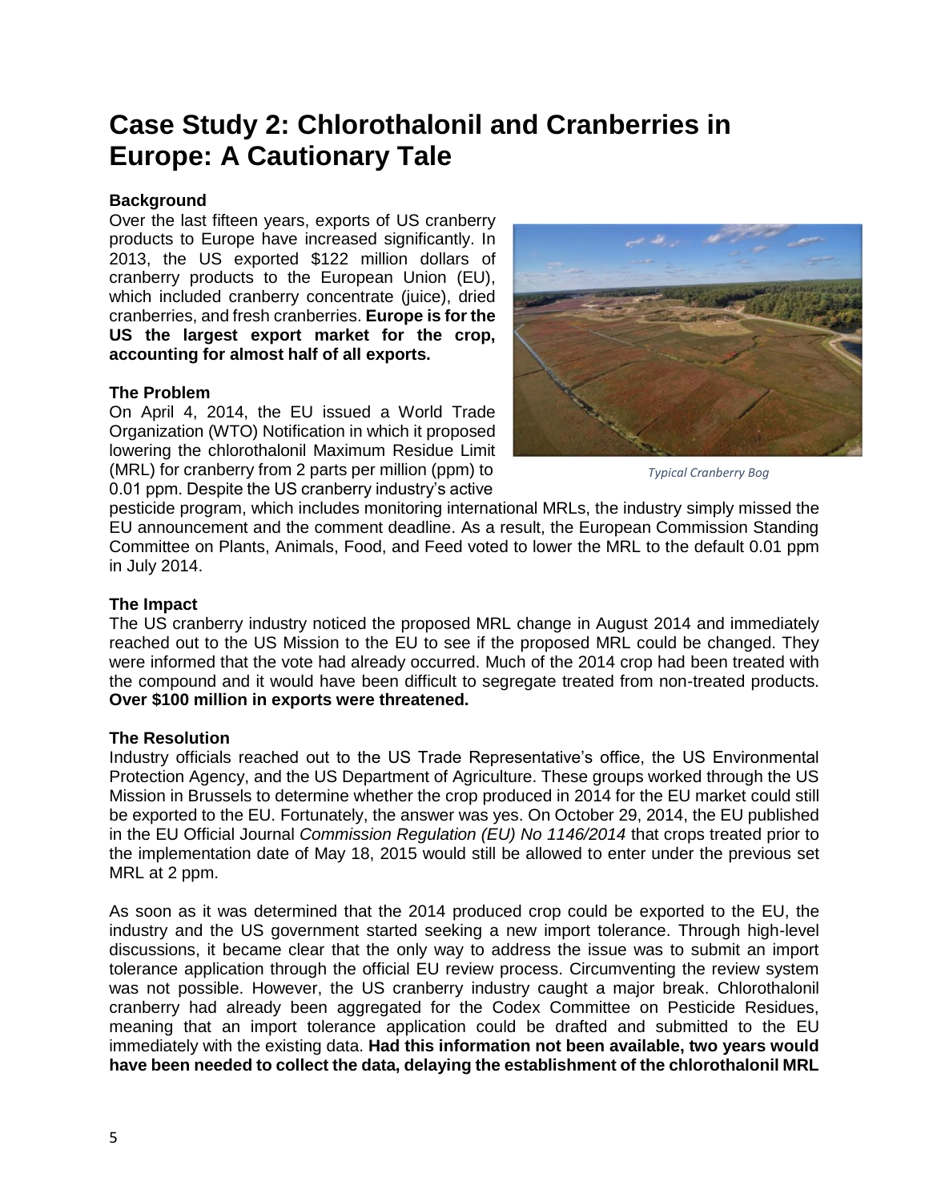# Case Study 2: Chlorothalonil and Cranberries in Europe: A Cautionary Tale

### Background

Over the last fifteen years, exports of US cranberry products to Europe have increased significantly. In 2013, the US exported $122 million dollars of cranberry products to the European Union (EU), which included cranberry concentrate (juice), dried cranberries, and fresh cranberries. **Europe is for the US the largest export market for the crop, accounting for almost half of all exports.**

*Typical Cranberry Bog*

### The Problem

On April 4, 2014, the EU issued a World Trade Organization (WTO) Notification in which it proposed lowering the chlorothalonil Maximum Residue Limit (MRL) for cranberry from 2 parts per million (ppm) to 0.01 ppm. Despite the US cranberry industry's active pesticide program, which includes monitoring international MRLs, the industry simply missed the EU announcement and the comment deadline. As a result, the European Commission Standing Committee on Plants, Animals, Food, and Feed voted to lower the MRL to the default 0.01 ppm in July 2014.

### The Impact

The US cranberry industry noticed the proposed MRL change in August 2014 and immediately reached out to the US Mission to the EU to see if the proposed MRL could be changed. They were informed that the vote had already occurred. Much of the 2014 crop had been treated with the compound and it would have been difficult to segregate treated from non-treated products. **Over $100 million in exports were threatened.**

### The Resolution

Industry officials reached out to the US Trade Representative's office, the US Environmental Protection Agency, and the US Department of Agriculture. These groups worked through the US Mission in Brussels to determine whether the crop produced in 2014 for the EU market could still be exported to the EU. Fortunately, the answer was yes. On October 29, 2014, the EU published in the EU Official Journal *Commission Regulation (EU) No 1146/2014* that crops treated prior to the implementation date of May 18, 2015 would still be allowed to enter under the previous set MRL at 2 ppm.

As soon as it was determined that the 2014 produced crop could be exported to the EU, the industry and the US government started seeking a new import tolerance. Through high-level discussions, it became clear that the only way to address the issue was to submit an import tolerance application through the official EU review process. Circumventing the review system was not possible. However, the US cranberry industry caught a major break. Chlorothalonil cranberry had already been aggregated for the Codex Committee on Pesticide Residues, meaning that an import tolerance application could be drafted and submitted to the EU immediately with the existing data. **Had this information not been available, two years would have been needed to collect the data, delaying the establishment of the chlorothalonil MRL**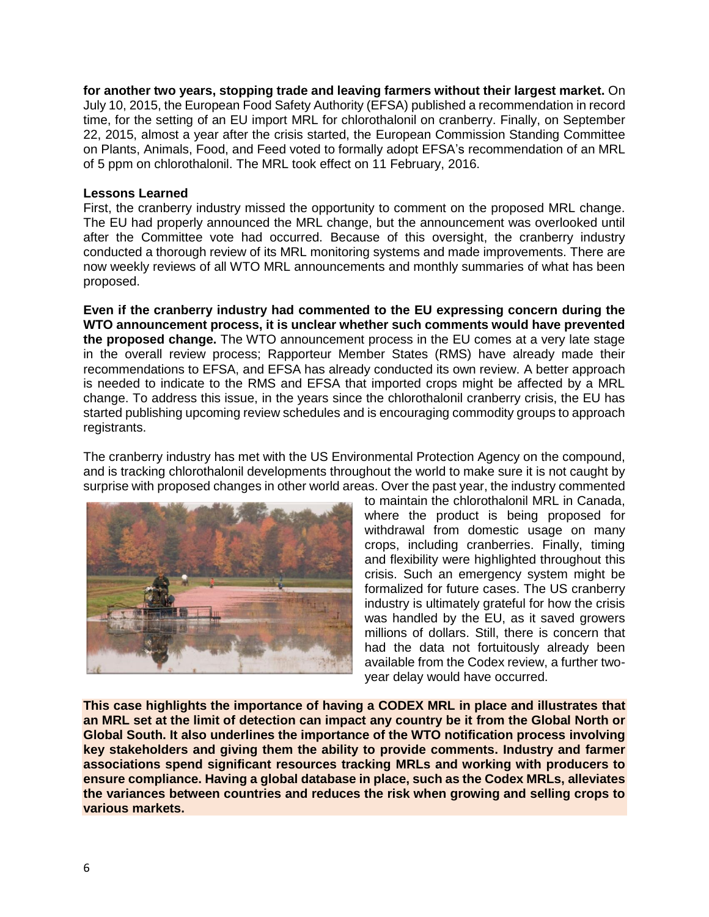**for another two years, stopping trade and leaving farmers without their largest market.** On July 10, 2015, the European Food Safety Authority (EFSA) published a recommendation in record time, for the setting of an EU import MRL for chlorothalonil on cranberry. Finally, on September 22, 2015, almost a year after the crisis started, the European Commission Standing Committee on Plants, Animals, Food, and Feed voted to formally adopt EFSA's recommendation of an MRL of 5 ppm on chlorothalonil. The MRL took effect on 11 February, 2016.

**Lessons Learned**

First, the cranberry industry missed the opportunity to comment on the proposed MRL change. The EU had properly announced the MRL change, but the announcement was overlooked until after the Committee vote had occurred. Because of this oversight, the cranberry industry conducted a thorough review of its MRL monitoring systems and made improvements. There are now weekly reviews of all WTO MRL announcements and monthly summaries of what has been proposed.

**Even if the cranberry industry had commented to the EU expressing concern during the WTO announcement process, it is unclear whether such comments would have prevented the proposed change.** The WTO announcement process in the EU comes at a very late stage in the overall review process; Rapporteur Member States (RMS) have already made their recommendations to EFSA, and EFSA has already conducted its own review. A better approach is needed to indicate to the RMS and EFSA that imported crops might be affected by a MRL change. To address this issue, in the years since the chlorothalonil cranberry crisis, the EU has started publishing upcoming review schedules and is encouraging commodity groups to approach registrants.

The cranberry industry has met with the US Environmental Protection Agency on the compound, and is tracking chlorothalonil developments throughout the world to make sure it is not caught by surprise with proposed changes in other world areas. Over the past year, the industry commented to maintain the chlorothalonil MRL in Canada, where the product is being proposed for withdrawal from domestic usage on many crops, including cranberries. Finally, timing and flexibility were highlighted throughout this crisis. Such an emergency system might be formalized for future cases. The US cranberry industry is ultimately grateful for how the crisis was handled by the EU, as it saved growers millions of dollars. Still, there is concern that had the data not fortuitously already been available from the Codex review, a further two-year delay would have occurred.

**This case highlights the importance of having a CODEX MRL in place and illustrates that an MRL set at the limit of detection can impact any country be it from the Global North or Global South. It also underlines the importance of the WTO notification process involving key stakeholders and giving them the ability to provide comments. Industry and farmer associations spend significant resources tracking MRLs and working with producers to ensure compliance. Having a global database in place, such as the Codex MRLs, alleviates the variances between countries and reduces the risk when growing and selling crops to various markets.**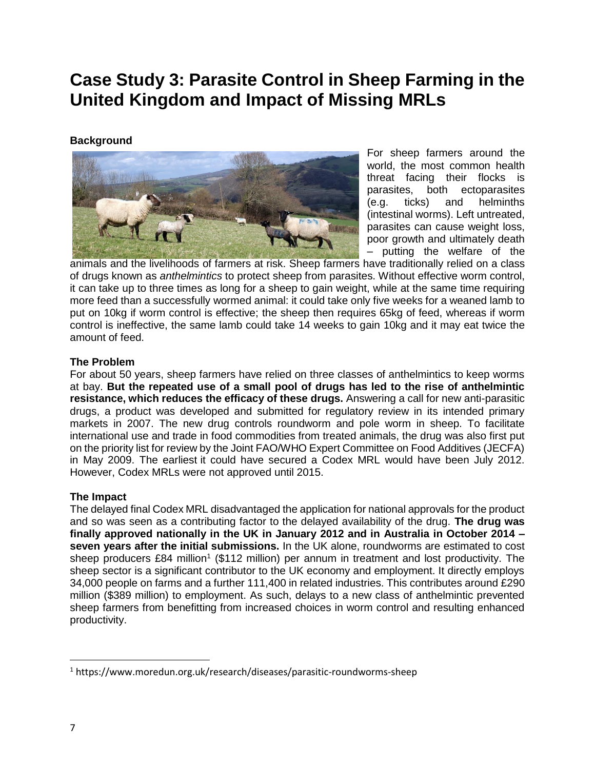# Case Study 3: Parasite Control in Sheep Farming in the United Kingdom and Impact of Missing MRLs

**Background**

For sheep farmers around the world, the most common health threat facing their flocks is parasites, both ectoparasites (e.g. ticks) and helminths (intestinal worms). Left untreated, parasites can cause weight loss, poor growth and ultimately death – putting the welfare of the animals and the livelihoods of farmers at risk. Sheep farmers have traditionally relied on a class of drugs known as *anthelmintics* to protect sheep from parasites. Without effective worm control, it can take up to three times as long for a sheep to gain weight, while at the same time requiring more feed than a successfully wormed animal: it could take only five weeks for a weaned lamb to put on 10kg if worm control is effective; the sheep then requires 65kg of feed, whereas if worm control is ineffective, the same lamb could take 14 weeks to gain 10kg and it may eat twice the amount of feed.

**The Problem**

For about 50 years, sheep farmers have relied on three classes of anthelmintics to keep worms at bay. **But the repeated use of a small pool of drugs has led to the rise of anthelmintic resistance, which reduces the efficacy of these drugs.** Answering a call for new anti-parasitic drugs, a product was developed and submitted for regulatory review in its intended primary markets in 2007. The new drug controls roundworm and pole worm in sheep. To facilitate international use and trade in food commodities from treated animals, the drug was also first put on the priority list for review by the Joint FAO/WHO Expert Committee on Food Additives (JECFA) in May 2009. The earliest it could have secured a Codex MRL would have been July 2012. However, Codex MRLs were not approved until 2015.

**The Impact**

The delayed final Codex MRL disadvantaged the application for national approvals for the product and so was seen as a contributing factor to the delayed availability of the drug. **The drug was finally approved nationally in the UK in January 2012 and in Australia in October 2014 – seven years after the initial submissions.** In the UK alone, roundworms are estimated to cost sheep producers £84 million[1] ($112 million) per annum in treatment and lost productivity. The sheep sector is a significant contributor to the UK economy and employment. It directly employs 34,000 people on farms and a further 111,400 in related industries. This contributes around £290 million ($389 million) to employment. As such, delays to a new class of anthelmintic prevented sheep farmers from benefitting from increased choices in worm control and resulting enhanced productivity.

[1] https://www.moredun.org.uk/research/diseases/parasitic-roundworms-sheep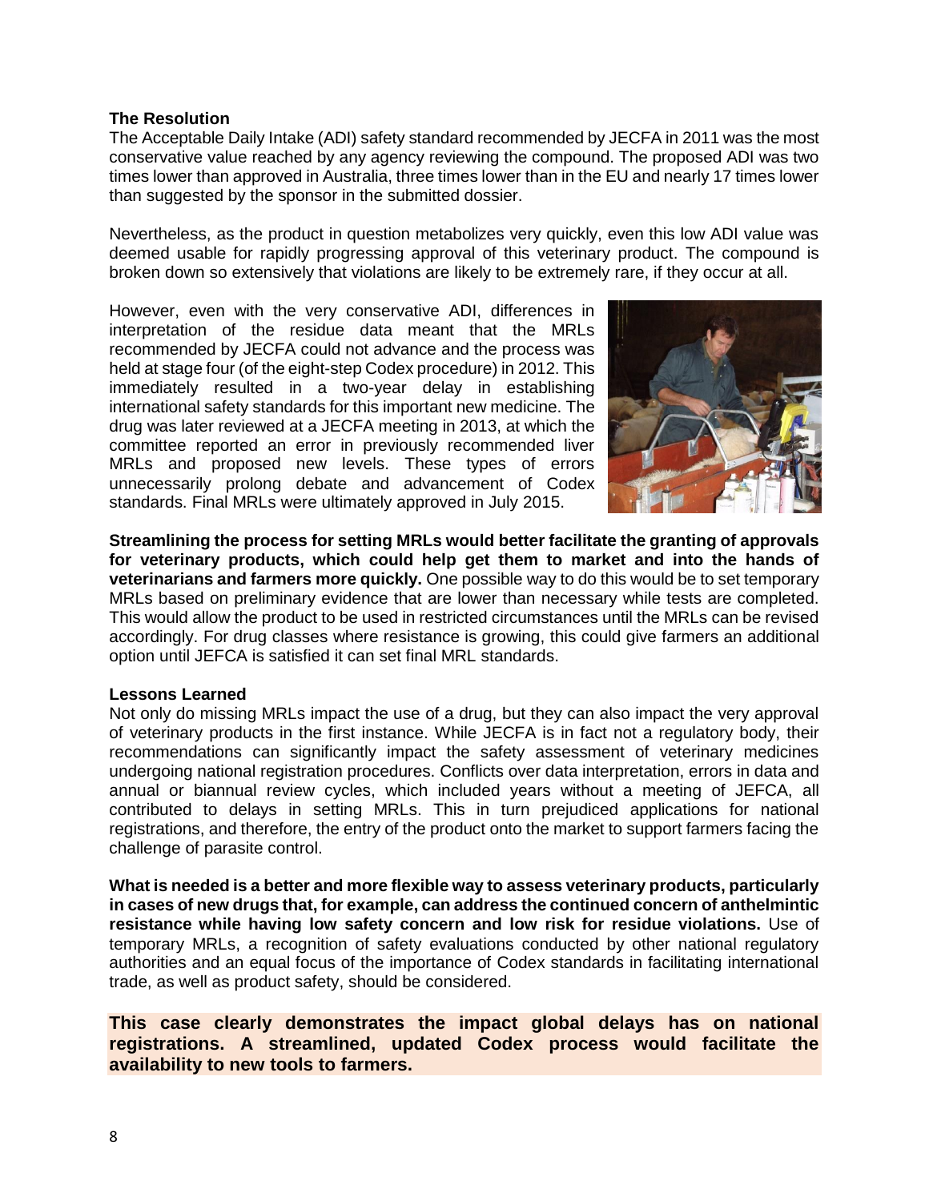**The Resolution**

The Acceptable Daily Intake (ADI) safety standard recommended by JECFA in 2011 was the most conservative value reached by any agency reviewing the compound. The proposed ADI was two times lower than approved in Australia, three times lower than in the EU and nearly 17 times lower than suggested by the sponsor in the submitted dossier.

Nevertheless, as the product in question metabolizes very quickly, even this low ADI value was deemed usable for rapidly progressing approval of this veterinary product. The compound is broken down so extensively that violations are likely to be extremely rare, if they occur at all.

However, even with the very conservative ADI, differences in interpretation of the residue data meant that the MRLs recommended by JECFA could not advance and the process was held at stage four (of the eight-step Codex procedure) in 2012. This immediately resulted in a two-year delay in establishing international safety standards for this important new medicine. The drug was later reviewed at a JECFA meeting in 2013, at which the committee reported an error in previously recommended liver MRLs and proposed new levels. These types of errors unnecessarily prolong debate and advancement of Codex standards. Final MRLs were ultimately approved in July 2015.

**Streamlining the process for setting MRLs would better facilitate the granting of approvals for veterinary products, which could help get them to market and into the hands of veterinarians and farmers more quickly.** One possible way to do this would be to set temporary MRLs based on preliminary evidence that are lower than necessary while tests are completed. This would allow the product to be used in restricted circumstances until the MRLs can be revised accordingly. For drug classes where resistance is growing, this could give farmers an additional option until JEFCA is satisfied it can set final MRL standards.

**Lessons Learned**

Not only do missing MRLs impact the use of a drug, but they can also impact the very approval of veterinary products in the first instance. While JECFA is in fact not a regulatory body, their recommendations can significantly impact the safety assessment of veterinary medicines undergoing national registration procedures. Conflicts over data interpretation, errors in data and annual or biannual review cycles, which included years without a meeting of JEFCA, all contributed to delays in setting MRLs. This in turn prejudiced applications for national registrations, and therefore, the entry of the product onto the market to support farmers facing the challenge of parasite control.

**What is needed is a better and more flexible way to assess veterinary products, particularly in cases of new drugs that, for example, can address the continued concern of anthelmintic resistance while having low safety concern and low risk for residue violations.** Use of temporary MRLs, a recognition of safety evaluations conducted by other national regulatory authorities and an equal focus of the importance of Codex standards in facilitating international trade, as well as product safety, should be considered.

**This case clearly demonstrates the impact global delays has on national registrations. A streamlined, updated Codex process would facilitate the availability to new tools to farmers.**